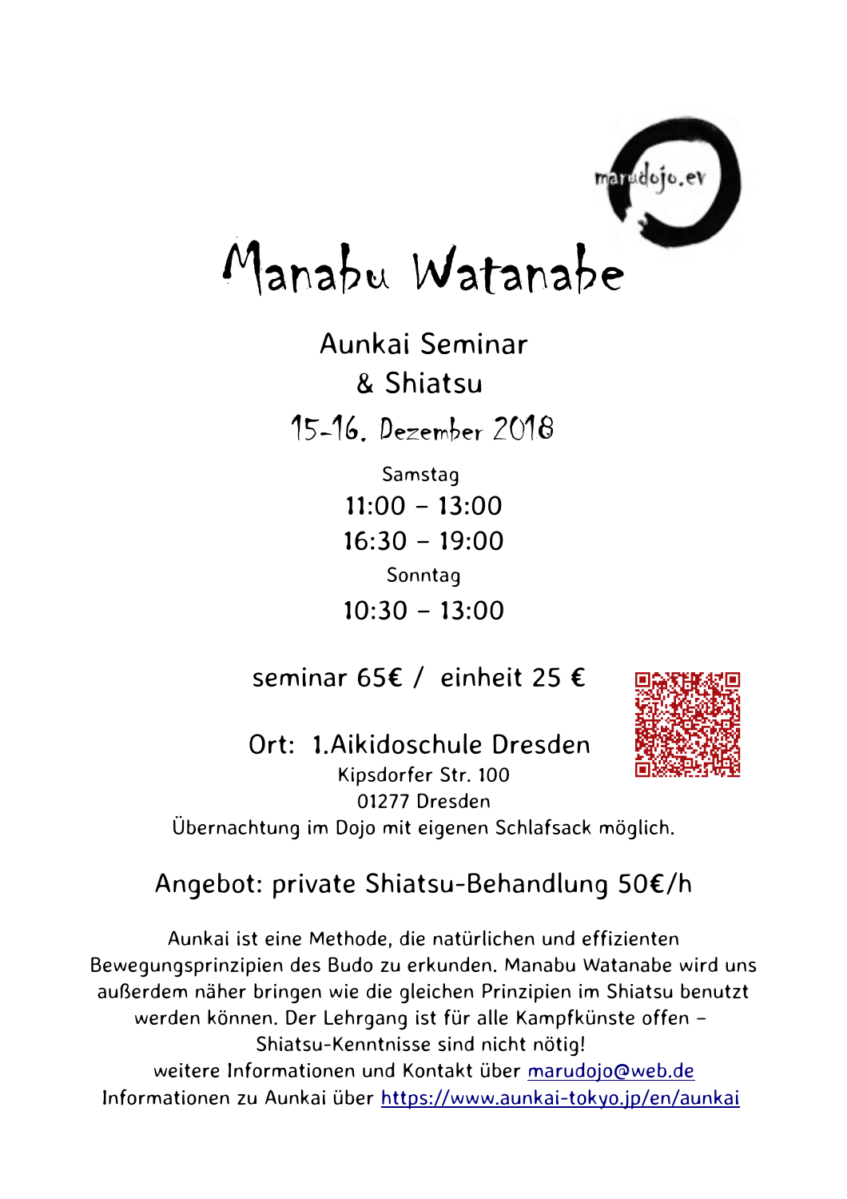marudojo.ev

# Manabu Watanabe

## Aunkai Seminar
## & Shiatsu

### 15-16. Dezember 2018

Samstag

**11:00 – 13:00**

**16:30 – 19:00**

Sonntag

**10:30 – 13:00**

seminar 65€ / einheit 25 €

Ort: 1.Aikidoschule Dresden
Kipsdorfer Str. 100
01277 Dresden
Übernachtung im Dojo mit eigenen Schlafsack möglich.

Angebot: private Shiatsu-Behandlung 50€/h

Aunkai ist eine Methode, die natürlichen und effizienten Bewegungsprinzipien des Budo zu erkunden. Manabu Watanabe wird uns außerdem näher bringen wie die gleichen Prinzipien im Shiatsu benutzt werden können. Der Lehrgang ist für alle Kampfkünste offen – Shiatsu-Kenntnisse sind nicht nötig!
weitere Informationen und Kontakt über marudojo@web.de
Informationen zu Aunkai über https://www.aunkai-tokyo.jp/en/aunkai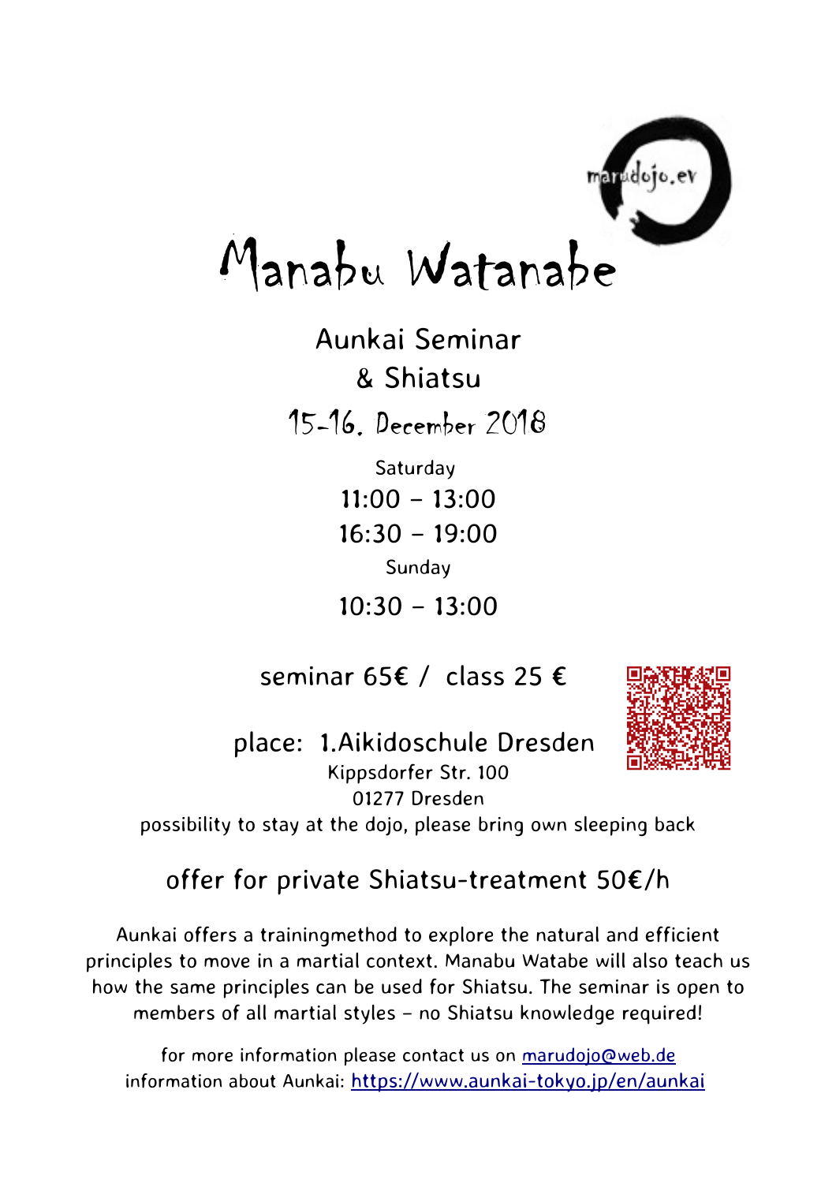marudojo.ev

# Manabu Watanabe

## Aunkai Seminar
## & Shiatsu

### 15-16. December 2018

Saturday

**11:00 – 13:00**

**16:30 – 19:00**

Sunday

**10:30 – 13:00**

seminar 65€ / class 25 €

place: 1.Aikidoschule Dresden
Kippsdorfer Str. 100
01277 Dresden
possibility to stay at the dojo, please bring own sleeping back

offer for private Shiatsu-treatment 50€/h

Aunkai offers a trainingmethod to explore the natural and efficient principles to move in a martial context. Manabu Watabe will also teach us how the same principles can be used for Shiatsu. The seminar is open to members of all martial styles – no Shiatsu knowledge required!

for more information please contact us on marudojo@web.de
information about Aunkai: https://www.aunkai-tokyo.jp/en/aunkai